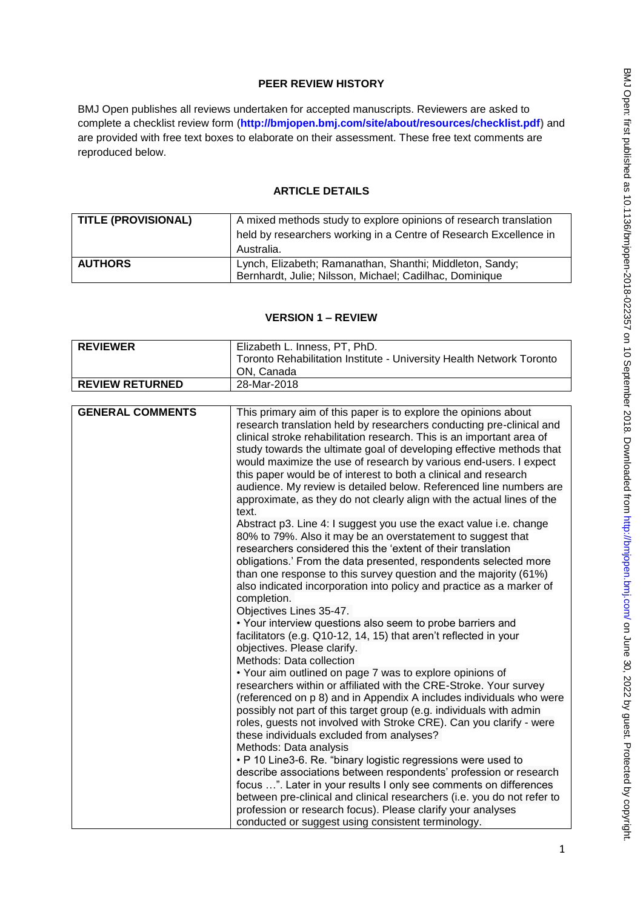## PEER REVIEW HISTORY

BMJ Open publishes all reviews undertaken for accepted manuscripts. Reviewers are asked to complete a checklist review form (**http://bmjopen.bmj.com/site/about/resources/checklist.pdf**) and are provided with free text boxes to elaborate on their assessment. These free text comments are reproduced below.

### ARTICLE DETAILS

| | |
|---|---|
| **TITLE (PROVISIONAL)** | A mixed methods study to explore opinions of research translation held by researchers working in a Centre of Research Excellence in Australia. |
| **AUTHORS** | Lynch, Elizabeth; Ramanathan, Shanthi; Middleton, Sandy; Bernhardt, Julie; Nilsson, Michael; Cadilhac, Dominique |

### VERSION 1 – REVIEW

| | |
|---|---|
| **REVIEWER** | Elizabeth L. Inness, PT, PhD. Toronto Rehabilitation Institute - University Health Network Toronto ON, Canada |
| **REVIEW RETURNED** | 28-Mar-2018 |

| | |
|---|---|
| **GENERAL COMMENTS** | This primary aim of this paper is to explore the opinions about research translation held by researchers conducting pre-clinical and clinical stroke rehabilitation research. This is an important area of study towards the ultimate goal of developing effective methods that would maximize the use of research by various end-users. I expect this paper would be of interest to both a clinical and research audience. My review is detailed below. Referenced line numbers are approximate, as they do not clearly align with the actual lines of the text.<br>Abstract p3. Line 4: I suggest you use the exact value i.e. change 80% to 79%. Also it may be an overstatement to suggest that researchers considered this the 'extent of their translation obligations.' From the data presented, respondents selected more than one response to this survey question and the majority (61%) also indicated incorporation into policy and practice as a marker of completion.<br>Objectives Lines 35-47.<br>• Your interview questions also seem to probe barriers and facilitators (e.g. Q10-12, 14, 15) that aren't reflected in your objectives. Please clarify.<br>Methods: Data collection<br>• Your aim outlined on page 7 was to explore opinions of researchers within or affiliated with the CRE-Stroke. Your survey (referenced on p 8) and in Appendix A includes individuals who were possibly not part of this target group (e.g. individuals with admin roles, guests not involved with Stroke CRE). Can you clarify - were these individuals excluded from analyses?<br>Methods: Data analysis<br>• P 10 Line3-6. Re. "binary logistic regressions were used to describe associations between respondents' profession or research focus …". Later in your results I only see comments on differences between pre-clinical and clinical researchers (i.e. you do not refer to profession or research focus). Please clarify your analyses conducted or suggest using consistent terminology. |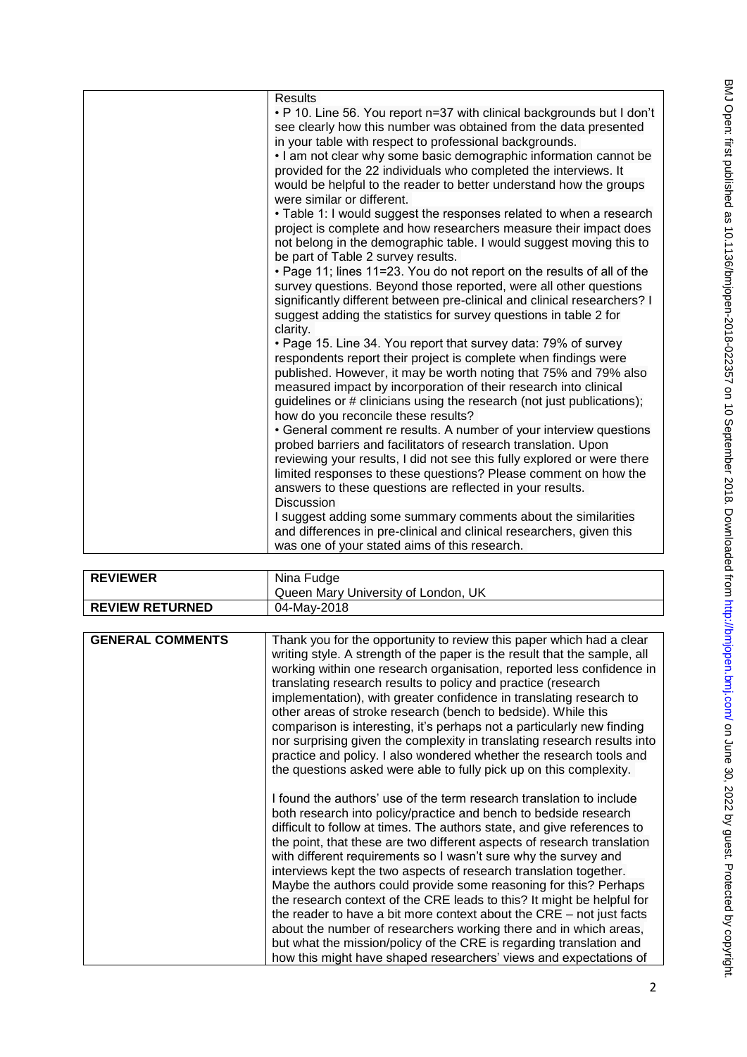| | |
|---|---|
| | Results<br>• P 10. Line 56. You report n=37 with clinical backgrounds but I don't see clearly how this number was obtained from the data presented in your table with respect to professional backgrounds.<br>• I am not clear why some basic demographic information cannot be provided for the 22 individuals who completed the interviews. It would be helpful to the reader to better understand how the groups were similar or different.<br>• Table 1: I would suggest the responses related to when a research project is complete and how researchers measure their impact does not belong in the demographic table. I would suggest moving this to be part of Table 2 survey results.<br>• Page 11; lines 11=23. You do not report on the results of all of the survey questions. Beyond those reported, were all other questions significantly different between pre-clinical and clinical researchers? I suggest adding the statistics for survey questions in table 2 for clarity.<br>• Page 15. Line 34. You report that survey data: 79% of survey respondents report their project is complete when findings were published. However, it may be worth noting that 75% and 79% also measured impact by incorporation of their research into clinical guidelines or # clinicians using the research (not just publications); how do you reconcile these results?<br>• General comment re results. A number of your interview questions probed barriers and facilitators of research translation. Upon reviewing your results, I did not see this fully explored or were there limited responses to these questions? Please comment on how the answers to these questions are reflected in your results.<br>Discussion<br>I suggest adding some summary comments about the similarities and differences in pre-clinical and clinical researchers, given this was one of your stated aims of this research. |

| | |
|---|---|
| **REVIEWER** | Nina Fudge<br>Queen Mary University of London, UK |
| **REVIEW RETURNED** | 04-May-2018 |

| | |
|---|---|
| **GENERAL COMMENTS** | Thank you for the opportunity to review this paper which had a clear writing style. A strength of the paper is the result that the sample, all working within one research organisation, reported less confidence in translating research results to policy and practice (research implementation), with greater confidence in translating research to other areas of stroke research (bench to bedside). While this comparison is interesting, it's perhaps not a particularly new finding nor surprising given the complexity in translating research results into practice and policy. I also wondered whether the research tools and the questions asked were able to fully pick up on this complexity.<br><br>I found the authors' use of the term research translation to include both research into policy/practice and bench to bedside research difficult to follow at times. The authors state, and give references to the point, that these are two different aspects of research translation with different requirements so I wasn't sure why the survey and interviews kept the two aspects of research translation together. Maybe the authors could provide some reasoning for this? Perhaps the research context of the CRE leads to this? It might be helpful for the reader to have a bit more context about the CRE – not just facts about the number of researchers working there and in which areas, but what the mission/policy of the CRE is regarding translation and how this might have shaped researchers' views and expectations of |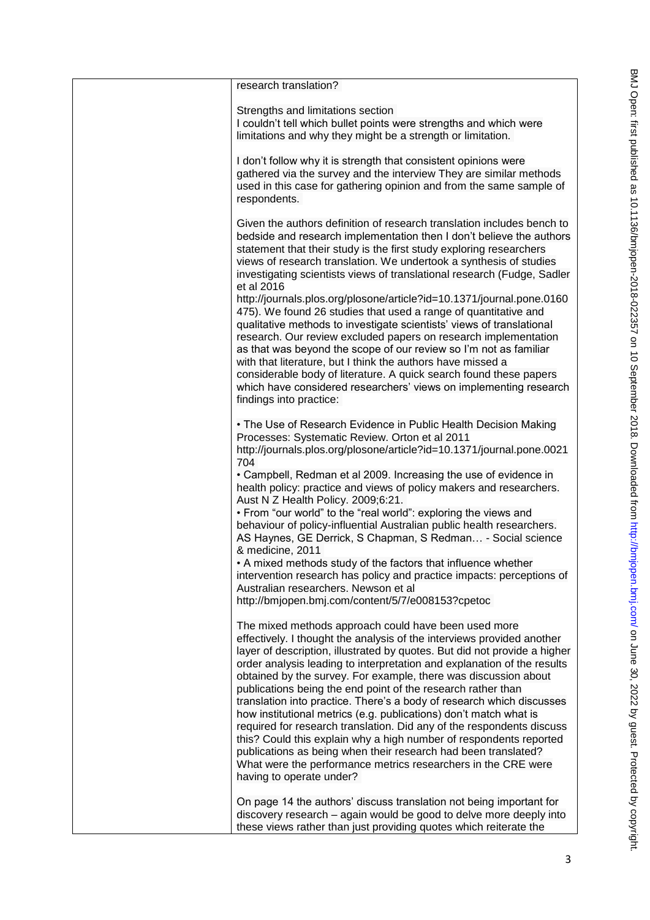research translation?

Strengths and limitations section
I couldn't tell which bullet points were strengths and which were limitations and why they might be a strength or limitation.

I don't follow why it is strength that consistent opinions were gathered via the survey and the interview They are similar methods used in this case for gathering opinion and from the same sample of respondents.

Given the authors definition of research translation includes bench to bedside and research implementation then I don't believe the authors statement that their study is the first study exploring researchers views of research translation. We undertook a synthesis of studies investigating scientists views of translational research (Fudge, Sadler et al 2016
http://journals.plos.org/plosone/article?id=10.1371/journal.pone.0160475). We found 26 studies that used a range of quantitative and qualitative methods to investigate scientists' views of translational research. Our review excluded papers on research implementation as that was beyond the scope of our review so I'm not as familiar with that literature, but I think the authors have missed a considerable body of literature. A quick search found these papers which have considered researchers' views on implementing research findings into practice:

- The Use of Research Evidence in Public Health Decision Making Processes: Systematic Review. Orton et al 2011 http://journals.plos.org/plosone/article?id=10.1371/journal.pone.0021704
- Campbell, Redman et al 2009. Increasing the use of evidence in health policy: practice and views of policy makers and researchers. Aust N Z Health Policy. 2009;6:21.
- From "our world" to the "real world": exploring the views and behaviour of policy-influential Australian public health researchers. AS Haynes, GE Derrick, S Chapman, S Redman… - Social science & medicine, 2011
- A mixed methods study of the factors that influence whether intervention research has policy and practice impacts: perceptions of Australian researchers. Newson et al http://bmjopen.bmj.com/content/5/7/e008153?cpetoc

The mixed methods approach could have been used more effectively. I thought the analysis of the interviews provided another layer of description, illustrated by quotes. But did not provide a higher order analysis leading to interpretation and explanation of the results obtained by the survey. For example, there was discussion about publications being the end point of the research rather than translation into practice. There's a body of research which discusses how institutional metrics (e.g. publications) don't match what is required for research translation. Did any of the respondents discuss this? Could this explain why a high number of respondents reported publications as being when their research had been translated? What were the performance metrics researchers in the CRE were having to operate under?

On page 14 the authors' discuss translation not being important for discovery research – again would be good to delve more deeply into these views rather than just providing quotes which reiterate the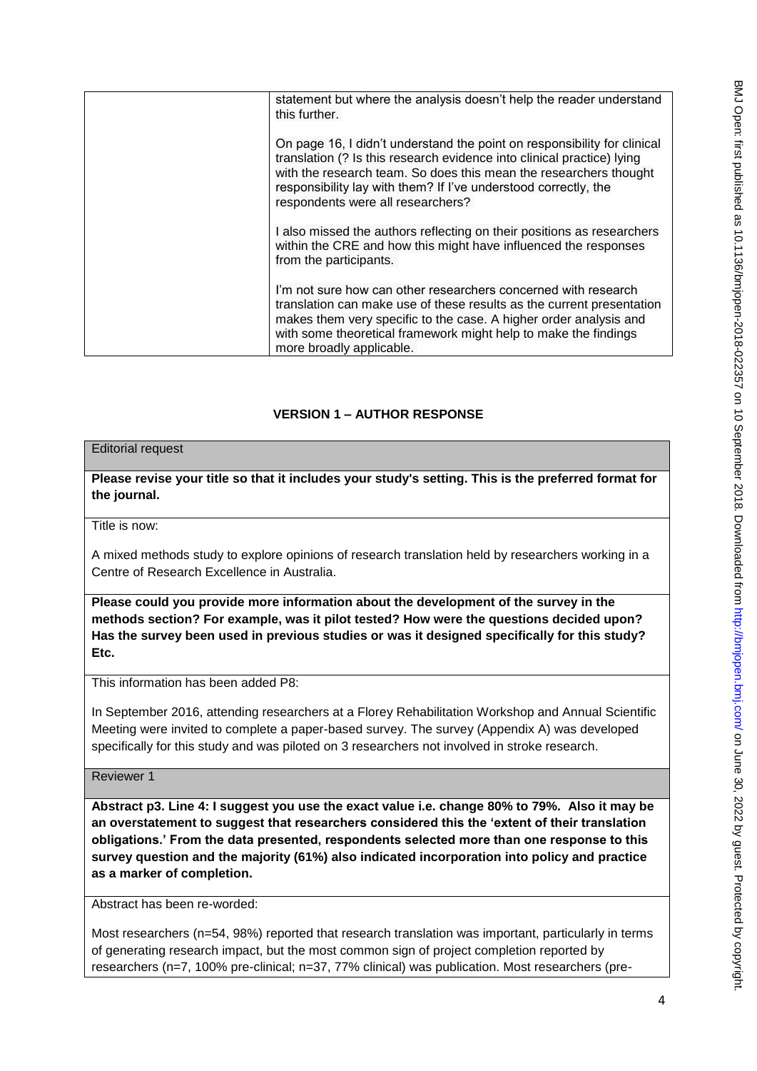| | statement but where the analysis doesn't help the reader understand this further.<br><br>On page 16, I didn't understand the point on responsibility for clinical translation (? Is this research evidence into clinical practice) lying with the research team. So does this mean the researchers thought responsibility lay with them? If I've understood correctly, the respondents were all researchers?<br><br>I also missed the authors reflecting on their positions as researchers within the CRE and how this might have influenced the responses from the participants.<br><br>I'm not sure how can other researchers concerned with research translation can make use of these results as the current presentation makes them very specific to the case. A higher order analysis and with some theoretical framework might help to make the findings more broadly applicable. |
|---|---|

## VERSION 1 – AUTHOR RESPONSE

Editorial request

**Please revise your title so that it includes your study's setting. This is the preferred format for the journal.**

Title is now:

A mixed methods study to explore opinions of research translation held by researchers working in a Centre of Research Excellence in Australia.

**Please could you provide more information about the development of the survey in the methods section? For example, was it pilot tested? How were the questions decided upon? Has the survey been used in previous studies or was it designed specifically for this study? Etc.**

This information has been added P8:

In September 2016, attending researchers at a Florey Rehabilitation Workshop and Annual Scientific Meeting were invited to complete a paper-based survey. The survey (Appendix A) was developed specifically for this study and was piloted on 3 researchers not involved in stroke research.

Reviewer 1

**Abstract p3. Line 4: I suggest you use the exact value i.e. change 80% to 79%. Also it may be an overstatement to suggest that researchers considered this the 'extent of their translation obligations.' From the data presented, respondents selected more than one response to this survey question and the majority (61%) also indicated incorporation into policy and practice as a marker of completion.**

Abstract has been re-worded:

Most researchers (n=54, 98%) reported that research translation was important, particularly in terms of generating research impact, but the most common sign of project completion reported by researchers (n=7, 100% pre-clinical; n=37, 77% clinical) was publication. Most researchers (pre-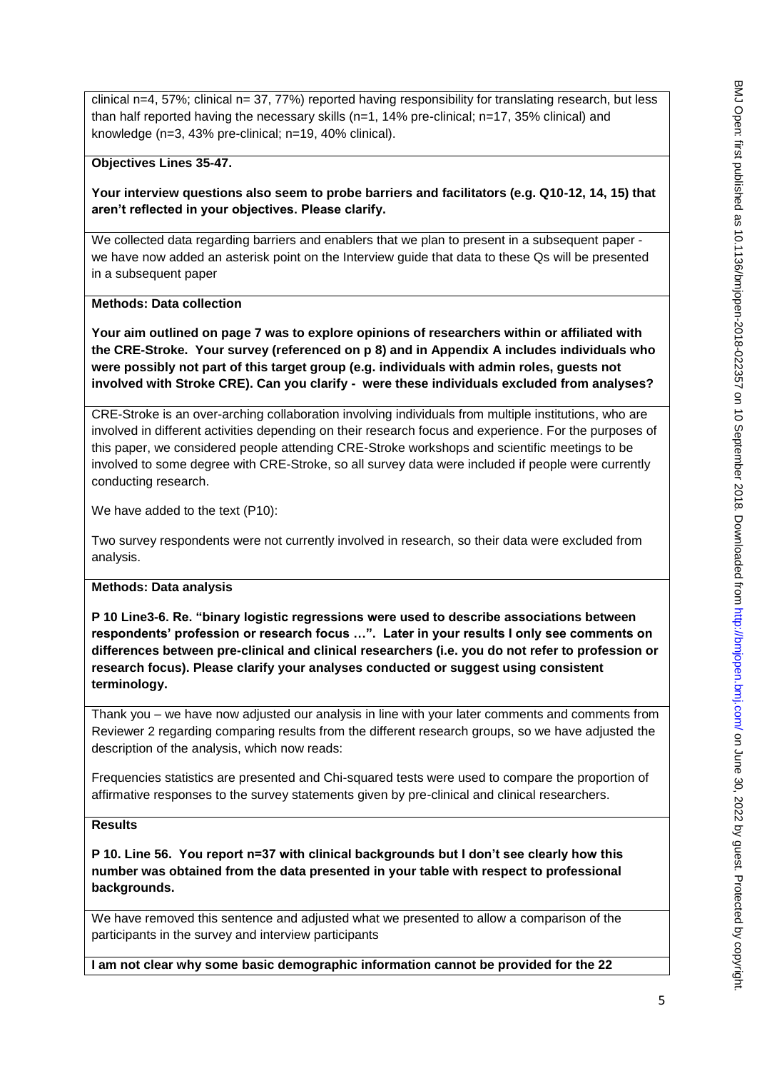clinical n=4, 57%; clinical n= 37, 77%) reported having responsibility for translating research, but less than half reported having the necessary skills (n=1, 14% pre-clinical; n=17, 35% clinical) and knowledge (n=3, 43% pre-clinical; n=19, 40% clinical).

**Objectives Lines 35-47.**

**Your interview questions also seem to probe barriers and facilitators (e.g. Q10-12, 14, 15) that aren't reflected in your objectives. Please clarify.**

We collected data regarding barriers and enablers that we plan to present in a subsequent paper - we have now added an asterisk point on the Interview guide that data to these Qs will be presented in a subsequent paper

**Methods: Data collection**

**Your aim outlined on page 7 was to explore opinions of researchers within or affiliated with the CRE-Stroke. Your survey (referenced on p 8) and in Appendix A includes individuals who were possibly not part of this target group (e.g. individuals with admin roles, guests not involved with Stroke CRE). Can you clarify - were these individuals excluded from analyses?**

CRE-Stroke is an over-arching collaboration involving individuals from multiple institutions, who are involved in different activities depending on their research focus and experience. For the purposes of this paper, we considered people attending CRE-Stroke workshops and scientific meetings to be involved to some degree with CRE-Stroke, so all survey data were included if people were currently conducting research.

We have added to the text (P10):

Two survey respondents were not currently involved in research, so their data were excluded from analysis.

**Methods: Data analysis**

**P 10 Line3-6. Re. "binary logistic regressions were used to describe associations between respondents' profession or research focus …". Later in your results I only see comments on differences between pre-clinical and clinical researchers (i.e. you do not refer to profession or research focus). Please clarify your analyses conducted or suggest using consistent terminology.**

Thank you – we have now adjusted our analysis in line with your later comments and comments from Reviewer 2 regarding comparing results from the different research groups, so we have adjusted the description of the analysis, which now reads:

Frequencies statistics are presented and Chi-squared tests were used to compare the proportion of affirmative responses to the survey statements given by pre-clinical and clinical researchers.

**Results**

**P 10. Line 56. You report n=37 with clinical backgrounds but I don't see clearly how this number was obtained from the data presented in your table with respect to professional backgrounds.**

We have removed this sentence and adjusted what we presented to allow a comparison of the participants in the survey and interview participants

**I am not clear why some basic demographic information cannot be provided for the 22**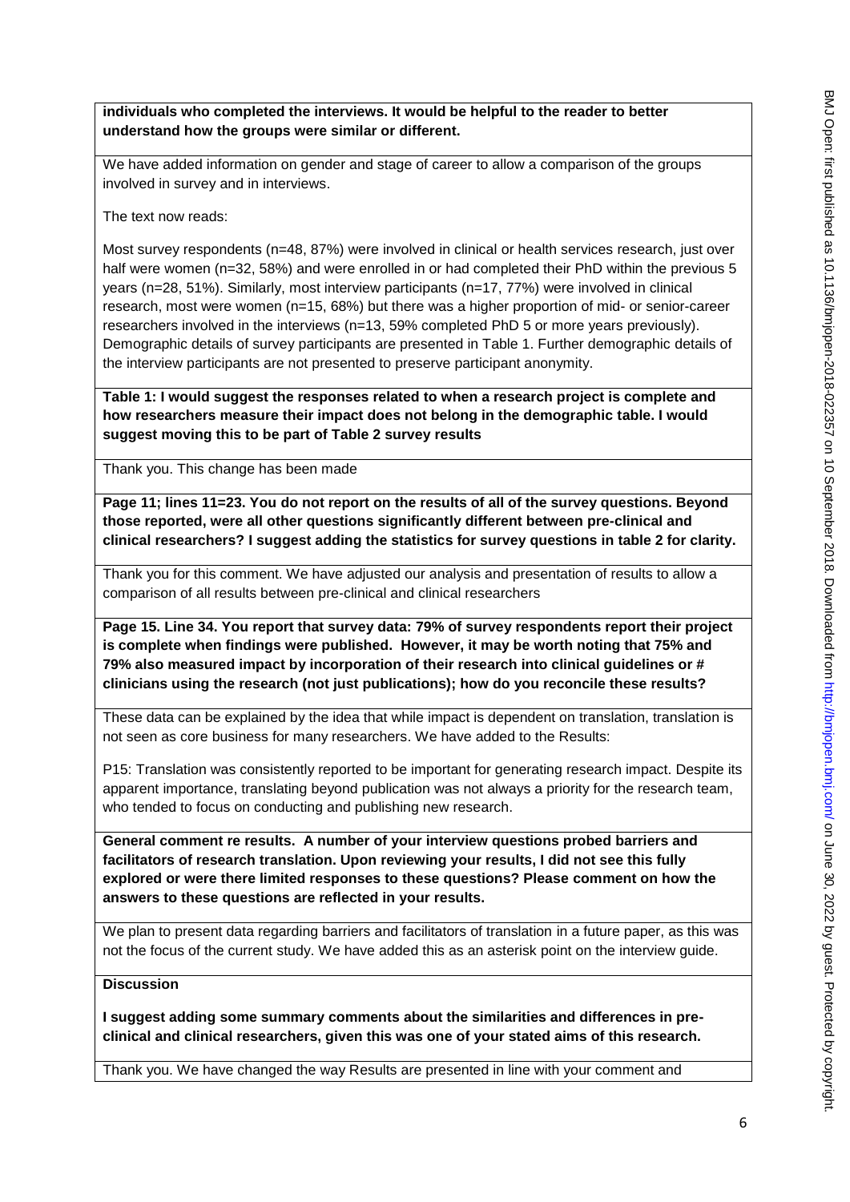**individuals who completed the interviews. It would be helpful to the reader to better understand how the groups were similar or different.**

We have added information on gender and stage of career to allow a comparison of the groups involved in survey and in interviews.

The text now reads:

Most survey respondents (n=48, 87%) were involved in clinical or health services research, just over half were women (n=32, 58%) and were enrolled in or had completed their PhD within the previous 5 years (n=28, 51%). Similarly, most interview participants (n=17, 77%) were involved in clinical research, most were women (n=15, 68%) but there was a higher proportion of mid- or senior-career researchers involved in the interviews (n=13, 59% completed PhD 5 or more years previously). Demographic details of survey participants are presented in Table 1. Further demographic details of the interview participants are not presented to preserve participant anonymity.

**Table 1: I would suggest the responses related to when a research project is complete and how researchers measure their impact does not belong in the demographic table. I would suggest moving this to be part of Table 2 survey results**

Thank you. This change has been made

**Page 11; lines 11=23. You do not report on the results of all of the survey questions. Beyond those reported, were all other questions significantly different between pre-clinical and clinical researchers? I suggest adding the statistics for survey questions in table 2 for clarity.**

Thank you for this comment. We have adjusted our analysis and presentation of results to allow a comparison of all results between pre-clinical and clinical researchers

**Page 15. Line 34. You report that survey data: 79% of survey respondents report their project is complete when findings were published. However, it may be worth noting that 75% and 79% also measured impact by incorporation of their research into clinical guidelines or # clinicians using the research (not just publications); how do you reconcile these results?**

These data can be explained by the idea that while impact is dependent on translation, translation is not seen as core business for many researchers. We have added to the Results:

P15: Translation was consistently reported to be important for generating research impact. Despite its apparent importance, translating beyond publication was not always a priority for the research team, who tended to focus on conducting and publishing new research.

**General comment re results. A number of your interview questions probed barriers and facilitators of research translation. Upon reviewing your results, I did not see this fully explored or were there limited responses to these questions? Please comment on how the answers to these questions are reflected in your results.**

We plan to present data regarding barriers and facilitators of translation in a future paper, as this was not the focus of the current study. We have added this as an asterisk point on the interview guide.

**Discussion**

**I suggest adding some summary comments about the similarities and differences in pre-clinical and clinical researchers, given this was one of your stated aims of this research.**

Thank you. We have changed the way Results are presented in line with your comment and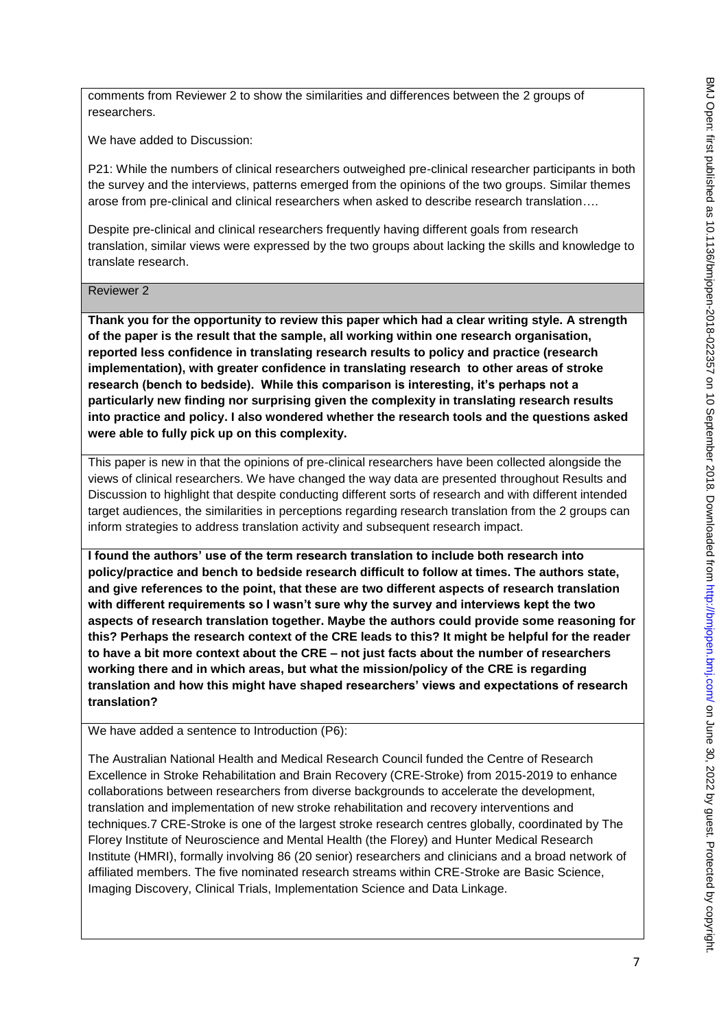comments from Reviewer 2 to show the similarities and differences between the 2 groups of researchers.

We have added to Discussion:

P21: While the numbers of clinical researchers outweighed pre-clinical researcher participants in both the survey and the interviews, patterns emerged from the opinions of the two groups. Similar themes arose from pre-clinical and clinical researchers when asked to describe research translation….

Despite pre-clinical and clinical researchers frequently having different goals from research translation, similar views were expressed by the two groups about lacking the skills and knowledge to translate research.

Reviewer 2

**Thank you for the opportunity to review this paper which had a clear writing style. A strength of the paper is the result that the sample, all working within one research organisation, reported less confidence in translating research results to policy and practice (research implementation), with greater confidence in translating research to other areas of stroke research (bench to bedside). While this comparison is interesting, it's perhaps not a particularly new finding nor surprising given the complexity in translating research results into practice and policy. I also wondered whether the research tools and the questions asked were able to fully pick up on this complexity.**

This paper is new in that the opinions of pre-clinical researchers have been collected alongside the views of clinical researchers. We have changed the way data are presented throughout Results and Discussion to highlight that despite conducting different sorts of research and with different intended target audiences, the similarities in perceptions regarding research translation from the 2 groups can inform strategies to address translation activity and subsequent research impact.

**I found the authors' use of the term research translation to include both research into policy/practice and bench to bedside research difficult to follow at times. The authors state, and give references to the point, that these are two different aspects of research translation with different requirements so I wasn't sure why the survey and interviews kept the two aspects of research translation together. Maybe the authors could provide some reasoning for this? Perhaps the research context of the CRE leads to this? It might be helpful for the reader to have a bit more context about the CRE – not just facts about the number of researchers working there and in which areas, but what the mission/policy of the CRE is regarding translation and how this might have shaped researchers' views and expectations of research translation?**

We have added a sentence to Introduction (P6):

The Australian National Health and Medical Research Council funded the Centre of Research Excellence in Stroke Rehabilitation and Brain Recovery (CRE-Stroke) from 2015-2019 to enhance collaborations between researchers from diverse backgrounds to accelerate the development, translation and implementation of new stroke rehabilitation and recovery interventions and techniques.7 CRE-Stroke is one of the largest stroke research centres globally, coordinated by The Florey Institute of Neuroscience and Mental Health (the Florey) and Hunter Medical Research Institute (HMRI), formally involving 86 (20 senior) researchers and clinicians and a broad network of affiliated members. The five nominated research streams within CRE-Stroke are Basic Science, Imaging Discovery, Clinical Trials, Implementation Science and Data Linkage.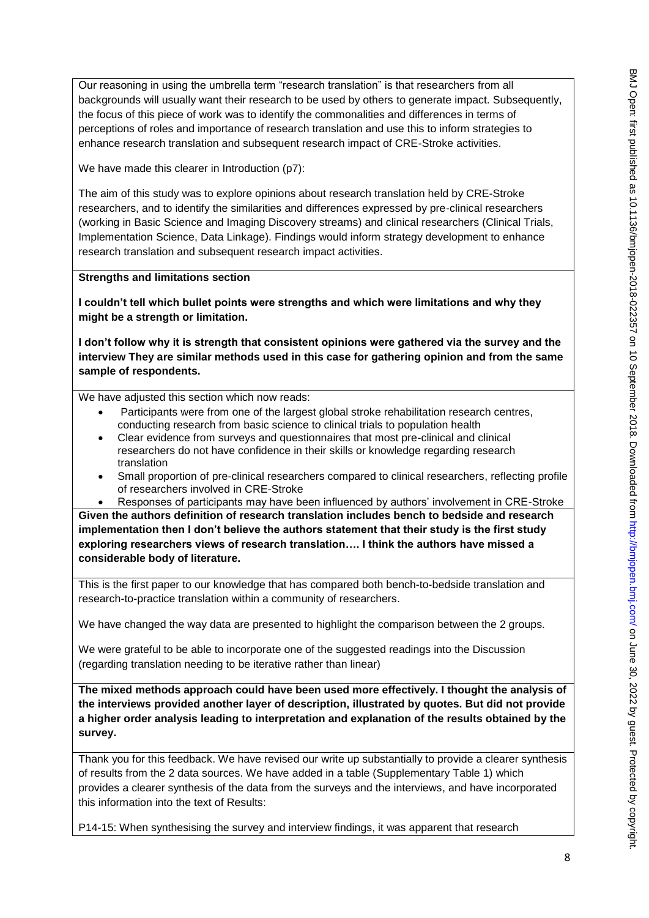Our reasoning in using the umbrella term "research translation" is that researchers from all backgrounds will usually want their research to be used by others to generate impact. Subsequently, the focus of this piece of work was to identify the commonalities and differences in terms of perceptions of roles and importance of research translation and use this to inform strategies to enhance research translation and subsequent research impact of CRE-Stroke activities.

We have made this clearer in Introduction (p7):

The aim of this study was to explore opinions about research translation held by CRE-Stroke researchers, and to identify the similarities and differences expressed by pre-clinical researchers (working in Basic Science and Imaging Discovery streams) and clinical researchers (Clinical Trials, Implementation Science, Data Linkage). Findings would inform strategy development to enhance research translation and subsequent research impact activities.

**Strengths and limitations section**

**I couldn't tell which bullet points were strengths and which were limitations and why they might be a strength or limitation.**

**I don't follow why it is strength that consistent opinions were gathered via the survey and the interview They are similar methods used in this case for gathering opinion and from the same sample of respondents.**

We have adjusted this section which now reads:

- Participants were from one of the largest global stroke rehabilitation research centres, conducting research from basic science to clinical trials to population health
- Clear evidence from surveys and questionnaires that most pre-clinical and clinical researchers do not have confidence in their skills or knowledge regarding research translation
- Small proportion of pre-clinical researchers compared to clinical researchers, reflecting profile of researchers involved in CRE-Stroke
- Responses of participants may have been influenced by authors' involvement in CRE-Stroke

**Given the authors definition of research translation includes bench to bedside and research implementation then I don't believe the authors statement that their study is the first study exploring researchers views of research translation…. I think the authors have missed a considerable body of literature.**

This is the first paper to our knowledge that has compared both bench-to-bedside translation and research-to-practice translation within a community of researchers.

We have changed the way data are presented to highlight the comparison between the 2 groups.

We were grateful to be able to incorporate one of the suggested readings into the Discussion (regarding translation needing to be iterative rather than linear)

**The mixed methods approach could have been used more effectively. I thought the analysis of the interviews provided another layer of description, illustrated by quotes. But did not provide a higher order analysis leading to interpretation and explanation of the results obtained by the survey.**

Thank you for this feedback. We have revised our write up substantially to provide a clearer synthesis of results from the 2 data sources. We have added in a table (Supplementary Table 1) which provides a clearer synthesis of the data from the surveys and the interviews, and have incorporated this information into the text of Results:

P14-15: When synthesising the survey and interview findings, it was apparent that research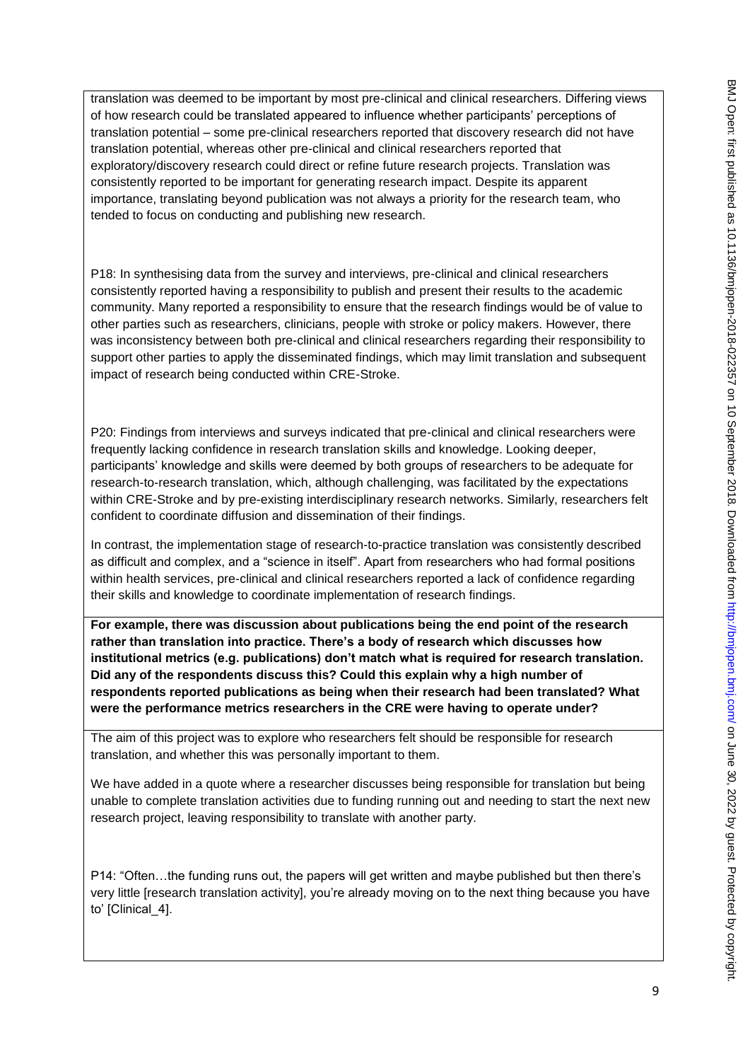translation was deemed to be important by most pre-clinical and clinical researchers. Differing views of how research could be translated appeared to influence whether participants' perceptions of translation potential – some pre-clinical researchers reported that discovery research did not have translation potential, whereas other pre-clinical and clinical researchers reported that exploratory/discovery research could direct or refine future research projects. Translation was consistently reported to be important for generating research impact. Despite its apparent importance, translating beyond publication was not always a priority for the research team, who tended to focus on conducting and publishing new research.

P18: In synthesising data from the survey and interviews, pre-clinical and clinical researchers consistently reported having a responsibility to publish and present their results to the academic community. Many reported a responsibility to ensure that the research findings would be of value to other parties such as researchers, clinicians, people with stroke or policy makers. However, there was inconsistency between both pre-clinical and clinical researchers regarding their responsibility to support other parties to apply the disseminated findings, which may limit translation and subsequent impact of research being conducted within CRE-Stroke.

P20: Findings from interviews and surveys indicated that pre-clinical and clinical researchers were frequently lacking confidence in research translation skills and knowledge. Looking deeper, participants' knowledge and skills were deemed by both groups of researchers to be adequate for research-to-research translation, which, although challenging, was facilitated by the expectations within CRE-Stroke and by pre-existing interdisciplinary research networks. Similarly, researchers felt confident to coordinate diffusion and dissemination of their findings.

In contrast, the implementation stage of research-to-practice translation was consistently described as difficult and complex, and a "science in itself". Apart from researchers who had formal positions within health services, pre-clinical and clinical researchers reported a lack of confidence regarding their skills and knowledge to coordinate implementation of research findings.

**For example, there was discussion about publications being the end point of the research rather than translation into practice. There's a body of research which discusses how institutional metrics (e.g. publications) don't match what is required for research translation. Did any of the respondents discuss this? Could this explain why a high number of respondents reported publications as being when their research had been translated? What were the performance metrics researchers in the CRE were having to operate under?**

The aim of this project was to explore who researchers felt should be responsible for research translation, and whether this was personally important to them.

We have added in a quote where a researcher discusses being responsible for translation but being unable to complete translation activities due to funding running out and needing to start the next new research project, leaving responsibility to translate with another party.

P14: "Often…the funding runs out, the papers will get written and maybe published but then there's very little [research translation activity], you're already moving on to the next thing because you have to' [Clinical_4].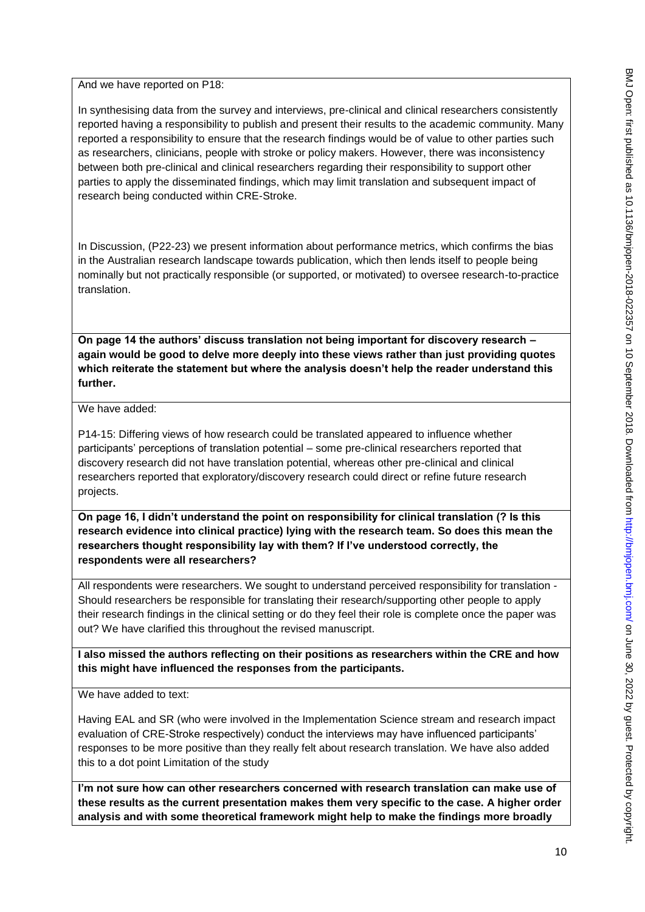And we have reported on P18:

In synthesising data from the survey and interviews, pre-clinical and clinical researchers consistently reported having a responsibility to publish and present their results to the academic community. Many reported a responsibility to ensure that the research findings would be of value to other parties such as researchers, clinicians, people with stroke or policy makers. However, there was inconsistency between both pre-clinical and clinical researchers regarding their responsibility to support other parties to apply the disseminated findings, which may limit translation and subsequent impact of research being conducted within CRE-Stroke.

In Discussion, (P22-23) we present information about performance metrics, which confirms the bias in the Australian research landscape towards publication, which then lends itself to people being nominally but not practically responsible (or supported, or motivated) to oversee research-to-practice translation.

**On page 14 the authors' discuss translation not being important for discovery research – again would be good to delve more deeply into these views rather than just providing quotes which reiterate the statement but where the analysis doesn't help the reader understand this further.**

We have added:

P14-15: Differing views of how research could be translated appeared to influence whether participants' perceptions of translation potential – some pre-clinical researchers reported that discovery research did not have translation potential, whereas other pre-clinical and clinical researchers reported that exploratory/discovery research could direct or refine future research projects.

**On page 16, I didn't understand the point on responsibility for clinical translation (? Is this research evidence into clinical practice) lying with the research team. So does this mean the researchers thought responsibility lay with them? If I've understood correctly, the respondents were all researchers?**

All respondents were researchers. We sought to understand perceived responsibility for translation - Should researchers be responsible for translating their research/supporting other people to apply their research findings in the clinical setting or do they feel their role is complete once the paper was out? We have clarified this throughout the revised manuscript.

**I also missed the authors reflecting on their positions as researchers within the CRE and how this might have influenced the responses from the participants.**

We have added to text:

Having EAL and SR (who were involved in the Implementation Science stream and research impact evaluation of CRE-Stroke respectively) conduct the interviews may have influenced participants' responses to be more positive than they really felt about research translation. We have also added this to a dot point Limitation of the study

**I'm not sure how can other researchers concerned with research translation can make use of these results as the current presentation makes them very specific to the case. A higher order analysis and with some theoretical framework might help to make the findings more broadly**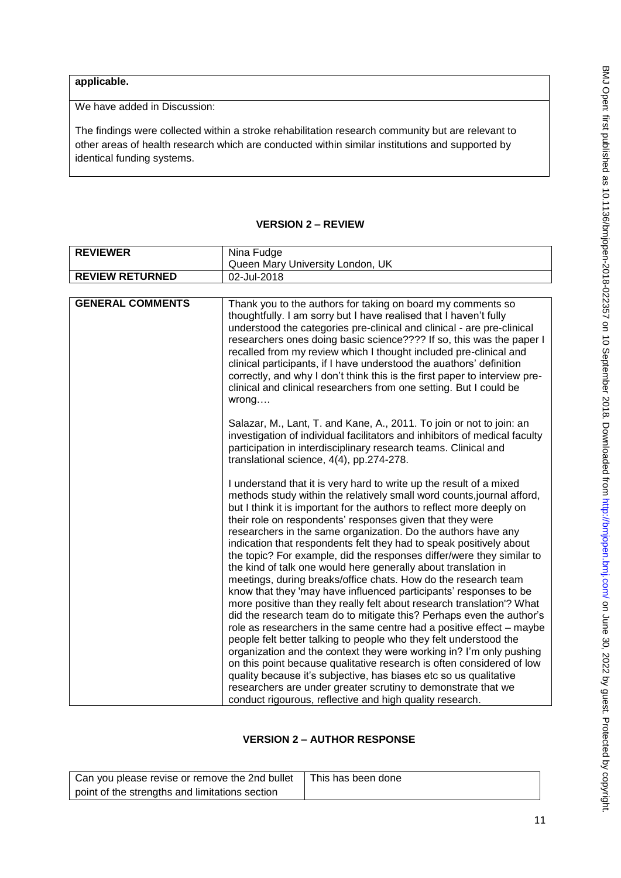| **applicable.** |
|---|
| We have added in Discussion:<br><br>The findings were collected within a stroke rehabilitation research community but are relevant to other areas of health research which are conducted within similar institutions and supported by identical funding systems. |

## VERSION 2 – REVIEW

| **REVIEWER** | Nina Fudge<br>Queen Mary University London, UK |
|---|---|
| **REVIEW RETURNED** | 02-Jul-2018 |

| **GENERAL COMMENTS** | Thank you to the authors for taking on board my comments so thoughtfully. I am sorry but I have realised that I haven't fully understood the categories pre-clinical and clinical - are pre-clinical researchers ones doing basic science???? If so, this was the paper I recalled from my review which I thought included pre-clinical and clinical participants, if I have understood the auathors' definition correctly, and why I don't think this is the first paper to interview pre-clinical and clinical researchers from one setting. But I could be wrong….<br><br>Salazar, M., Lant, T. and Kane, A., 2011. To join or not to join: an investigation of individual facilitators and inhibitors of medical faculty participation in interdisciplinary research teams. Clinical and translational science, 4(4), pp.274-278.<br><br>I understand that it is very hard to write up the result of a mixed methods study within the relatively small word counts,journal afford, but I think it is important for the authors to reflect more deeply on their role on respondents' responses given that they were researchers in the same organization. Do the authors have any indication that respondents felt they had to speak positively about the topic? For example, did the responses differ/were they similar to the kind of talk one would here generally about translation in meetings, during breaks/office chats. How do the research team know that they 'may have influenced participants' responses to be more positive than they really felt about research translation'? What did the research team do to mitigate this? Perhaps even the author's role as researchers in the same centre had a positive effect – maybe people felt better talking to people who they felt understood the organization and the context they were working in? I'm only pushing on this point because qualitative research is often considered of low quality because it's subjective, has biases etc so us qualitative researchers are under greater scrutiny to demonstrate that we conduct rigourous, reflective and high quality research. |
|---|---|

## VERSION 2 – AUTHOR RESPONSE

| Can you please revise or remove the 2nd bullet point of the strengths and limitations section | This has been done |
|---|---|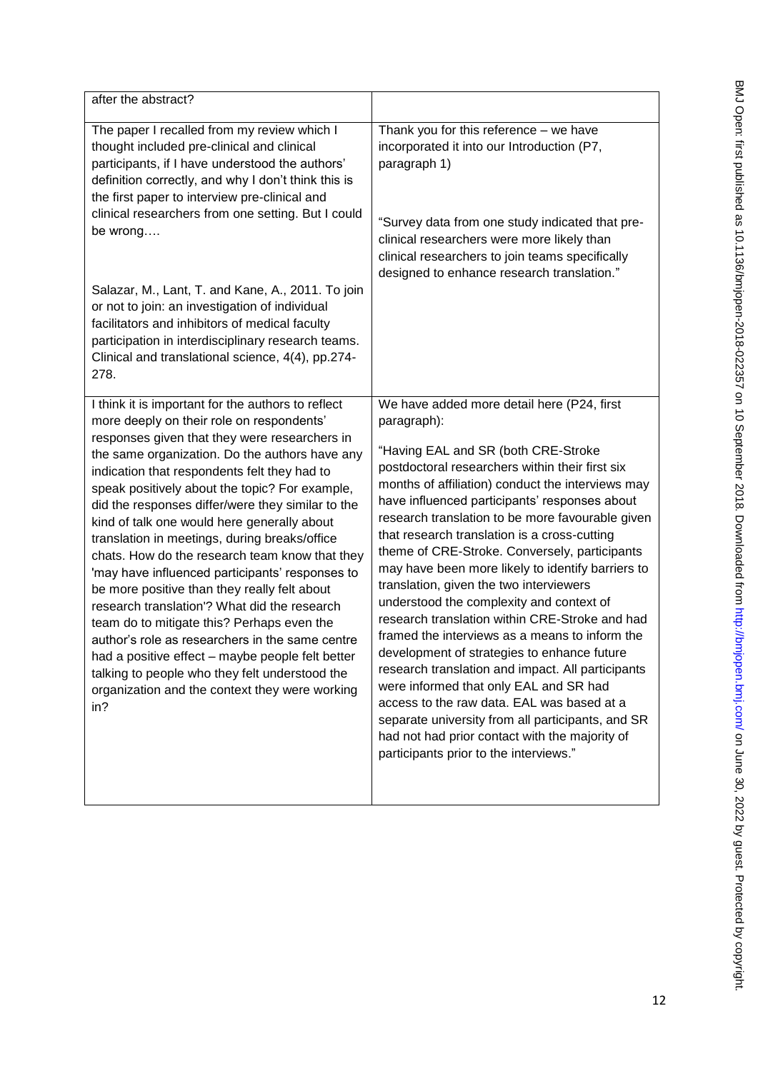| | |
|---|---|
| after the abstract? | |
| The paper I recalled from my review which I thought included pre-clinical and clinical participants, if I have understood the authors' definition correctly, and why I don't think this is the first paper to interview pre-clinical and clinical researchers from one setting. But I could be wrong….<br><br>Salazar, M., Lant, T. and Kane, A., 2011. To join or not to join: an investigation of individual facilitators and inhibitors of medical faculty participation in interdisciplinary research teams. Clinical and translational science, 4(4), pp.274-278. | Thank you for this reference – we have incorporated it into our Introduction (P7, paragraph 1)<br><br>"Survey data from one study indicated that pre-clinical researchers were more likely than clinical researchers to join teams specifically designed to enhance research translation." |
| I think it is important for the authors to reflect more deeply on their role on respondents' responses given that they were researchers in the same organization. Do the authors have any indication that respondents felt they had to speak positively about the topic? For example, did the responses differ/were they similar to the kind of talk one would here generally about translation in meetings, during breaks/office chats. How do the research team know that they 'may have influenced participants' responses to be more positive than they really felt about research translation'? What did the research team do to mitigate this? Perhaps even the author's role as researchers in the same centre had a positive effect – maybe people felt better talking to people who they felt understood the organization and the context they were working in? | We have added more detail here (P24, first paragraph):<br><br>"Having EAL and SR (both CRE-Stroke postdoctoral researchers within their first six months of affiliation) conduct the interviews may have influenced participants' responses about research translation to be more favourable given that research translation is a cross-cutting theme of CRE-Stroke. Conversely, participants may have been more likely to identify barriers to translation, given the two interviewers understood the complexity and context of research translation within CRE-Stroke and had framed the interviews as a means to inform the development of strategies to enhance future research translation and impact. All participants were informed that only EAL and SR had access to the raw data. EAL was based at a separate university from all participants, and SR had not had prior contact with the majority of participants prior to the interviews." |